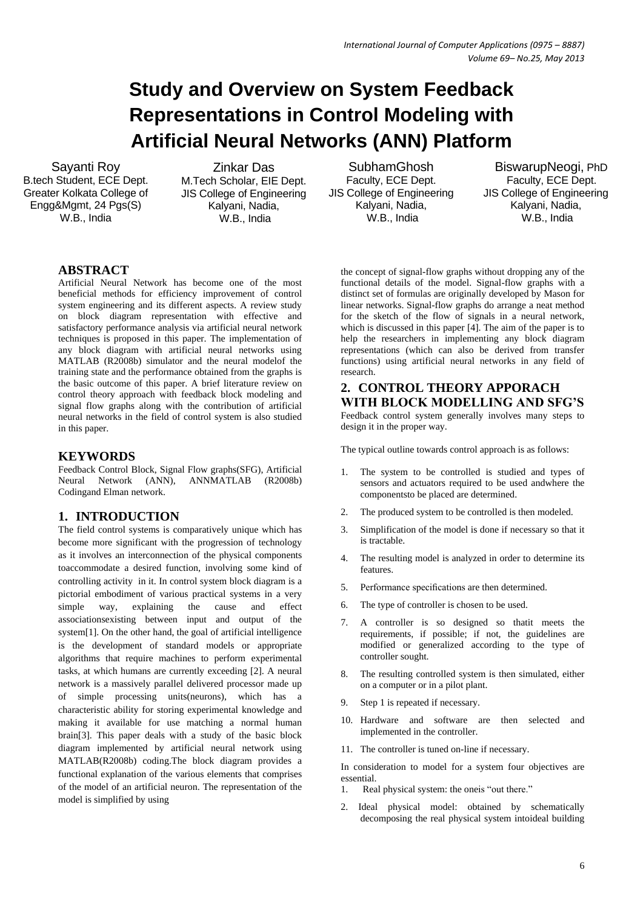# Study and Overview on System Feedback Representations in Control Modeling with Artificial Neural Networks (ANN) Platform

Sayanti Roy
B.tech Student, ECE Dept.
Greater Kolkata College of Engg&Mgmt, 24 Pgs(S)
W.B., India

Zinkar Das
M.Tech Scholar, EIE Dept.
JIS College of Engineering
Kalyani, Nadia,
W.B., India

SubhamGhosh
Faculty, ECE Dept.
JIS College of Engineering
Kalyani, Nadia,
W.B., India

BiswarupNeogi, PhD
Faculty, ECE Dept.
JIS College of Engineering
Kalyani, Nadia,
W.B., India

## ABSTRACT

Artificial Neural Network has become one of the most beneficial methods for efficiency improvement of control system engineering and its different aspects. A review study on block diagram representation with effective and satisfactory performance analysis via artificial neural network techniques is proposed in this paper. The implementation of any block diagram with artificial neural networks using MATLAB (R2008b) simulator and the neural modelof the training state and the performance obtained from the graphs is the basic outcome of this paper. A brief literature review on control theory approach with feedback block modeling and signal flow graphs along with the contribution of artificial neural networks in the field of control system is also studied in this paper.

## KEYWORDS

Feedback Control Block, Signal Flow graphs(SFG), Artificial Neural Network (ANN), ANNMATLAB (R2008b) Codingand Elman network.

## 1. INTRODUCTION

The field control systems is comparatively unique which has become more significant with the progression of technology as it involves an interconnection of the physical components toaccommodate a desired function, involving some kind of controlling activity in it. In control system block diagram is a pictorial embodiment of various practical systems in a very simple way, explaining the cause and effect associationsexisting between input and output of the system[1]. On the other hand, the goal of artificial intelligence is the development of standard models or appropriate algorithms that require machines to perform experimental tasks, at which humans are currently exceeding [2]. A neural network is a massively parallel delivered processor made up of simple processing units(neurons), which has a characteristic ability for storing experimental knowledge and making it available for use matching a normal human brain[3]. This paper deals with a study of the basic block diagram implemented by artificial neural network using MATLAB(R2008b) coding.The block diagram provides a functional explanation of the various elements that comprises of the model of an artificial neuron. The representation of the model is simplified by using the concept of signal-flow graphs without dropping any of the functional details of the model. Signal-flow graphs with a distinct set of formulas are originally developed by Mason for linear networks. Signal-flow graphs do arrange a neat method for the sketch of the flow of signals in a neural network, which is discussed in this paper [4]. The aim of the paper is to help the researchers in implementing any block diagram representations (which can also be derived from transfer functions) using artificial neural networks in any field of research.

## 2. CONTROL THEORY APPORACH WITH BLOCK MODELLING AND SFG'S

Feedback control system generally involves many steps to design it in the proper way.

The typical outline towards control approach is as follows:

1. The system to be controlled is studied and types of sensors and actuators required to be used andwhere the componentsto be placed are determined.
2. The produced system to be controlled is then modeled.
3. Simplification of the model is done if necessary so that it is tractable.
4. The resulting model is analyzed in order to determine its features.
5. Performance specifications are then determined.
6. The type of controller is chosen to be used.
7. A controller is so designed so thatit meets the requirements, if possible; if not, the guidelines are modified or generalized according to the type of controller sought.
8. The resulting controlled system is then simulated, either on a computer or in a pilot plant.
9. Step 1 is repeated if necessary.
10. Hardware and software are then selected and implemented in the controller.
11. The controller is tuned on-line if necessary.

In consideration to model for a system four objectives are essential.

1. Real physical system: the oneis "out there."
2. Ideal physical model: obtained by schematically decomposing the real physical system intoideal building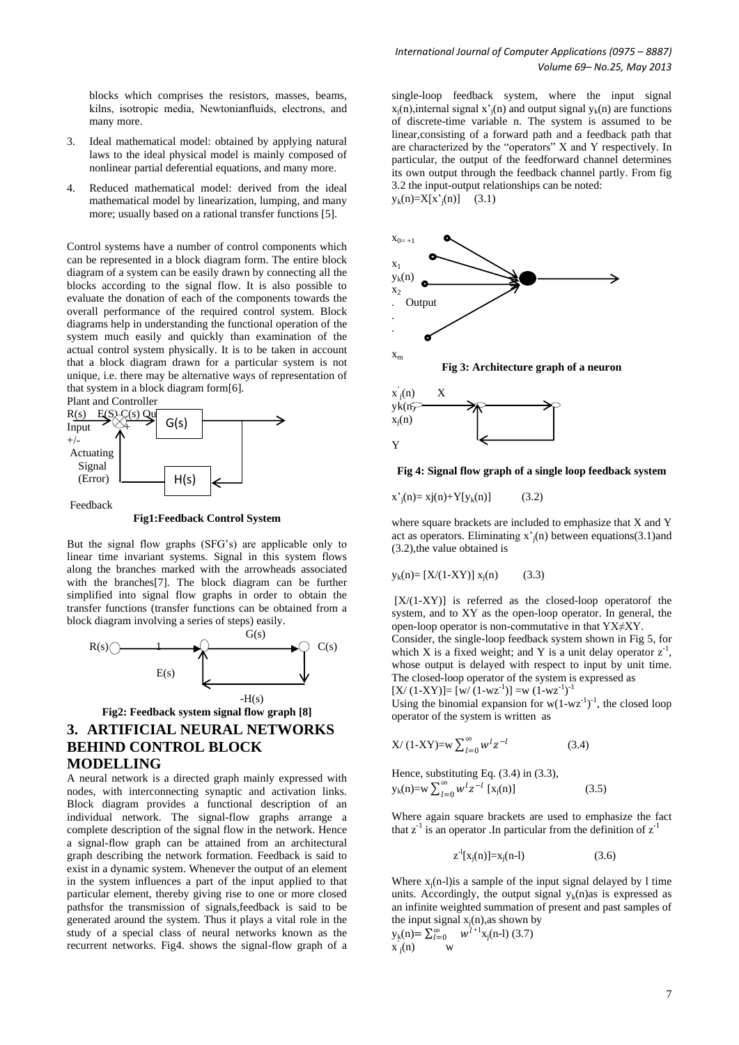blocks which comprises the resistors, masses, beams, kilns, isotropic media, Newtonianfluids, electrons, and many more.

3. Ideal mathematical model: obtained by applying natural laws to the ideal physical model is mainly composed of nonlinear partial deferential equations, and many more.
4. Reduced mathematical model: derived from the ideal mathematical model by linearization, lumping, and many more; usually based on a rational transfer functions [5].

Control systems have a number of control components which can be represented in a block diagram form. The entire block diagram of a system can be easily drawn by connecting all the blocks according to the signal flow. It is also possible to evaluate the donation of each of the components towards the overall performance of the required control system. Block diagrams help in understanding the functional operation of the system much easily and quickly than examination of the actual control system physically. It is to be taken in account that a block diagram drawn for a particular system is not unique, i.e. there may be alternative ways of representation of that system in a block diagram form[6].

Plant and Controller

R(s) E(S) C(s) Ou

Input

+/-

Actuating Signal (Error)

G(s)

H(s)

Feedback

**Fig1:Feedback Control System**

But the signal flow graphs (SFG's) are applicable only to linear time invariant systems. Signal in this system flows along the branches marked with the arrowheads associated with the branches[7]. The block diagram can be further simplified into signal flow graphs in order to obtain the transfer functions (transfer functions can be obtained from a block diagram involving a series of steps) easily.

R(s) 1 G(s) C(s)

E(s)

-H(s)

**Fig2: Feedback system signal flow graph [8]**

## 3. ARTIFICIAL NEURAL NETWORKS BEHIND CONTROL BLOCK MODELLING

A neural network is a directed graph mainly expressed with nodes, with interconnecting synaptic and activation links. Block diagram provides a functional description of an individual network. The signal-flow graphs arrange a complete description of the signal flow in the network. Hence a signal-flow graph can be attained from an architectural graph describing the network formation. Feedback is said to exist in a dynamic system. Whenever the output of an element in the system influences a part of the input applied to that particular element, thereby giving rise to one or more closed pathsfor the transmission of signals,feedback is said to be generated around the system. Thus it plays a vital role in the study of a special class of neural networks known as the recurrent networks. Fig4. shows the signal-flow graph of a single-loop feedback system, where the input signal $x_j(n)$,internal signal $x'_j(n)$ and output signal $y_k(n)$ are functions of discrete-time variable n. The system is assumed to be linear,consisting of a forward path and a feedback path that are characterized by the "operators" X and Y respectively. In particular, the output of the feedforward channel determines its own output through the feedback channel partly. From fig 3.2 the input-output relationships can be noted:

$y_k(n)=X[x'_j(n)]$ (3.1)

$x_{0=+1}$

$x_1$

$y_k(n)$

$x_2$

. Output

.

.

$x_m$

**Fig 3: Architecture graph of a neuron**

$x'_j(n)$ X

yk(n)

$x_j(n)$

Y

**Fig 4: Signal flow graph of a single loop feedback system**

$x'_j(n)= xj(n)+Y[y_k(n)]$ (3.2)

where square brackets are included to emphasize that X and Y act as operators. Eliminating $x'_j(n)$ between equations(3.1)and (3.2),the value obtained is

$y_k(n)= [X/(1-XY)]\, x_j(n)$ (3.3)

[X/(1-XY)] is referred as the closed-loop operatorof the system, and to XY as the open-loop operator. In general, the open-loop operator is non-commutative in that YX≠XY.

Consider, the single-loop feedback system shown in Fig 5, for which X is a fixed weight; and Y is a unit delay operator $z^{-1}$, whose output is delayed with respect to input by unit time. The closed-loop operator of the system is expressed as

$[X/(1\text{-}XY)]= [w/(1\text{-}wz^{-1})] =w\,(1\text{-}wz^{-1})^{-1}$

Using the binomial expansion for $w(1\text{-}wz^{-1})^{-1}$, the closed loop operator of the system is written as

$X/(1\text{-}XY)=w\sum_{l=0}^{\infty} w^l z^{-l}$ (3.4)

Hence, substituting Eq. (3.4) in (3.3),

$y_k(n)=w\sum_{l=0}^{\infty} w^l z^{-l}\,[x_j(n)]$ (3.5)

Where again square brackets are used to emphasize the fact that $z^{-1}$ is an operator .In particular from the definition of $z^{-l}$

$z^{-l}[x_j(n)]=x_j(n\text{-}l)$ (3.6)

Where $x_j(n\text{-}l)$is a sample of the input signal delayed by l time units. Accordingly, the output signal $y_k(n)$as is expressed as an infinite weighted summation of present and past samples of the input signal $x_j(n)$,as shown by

$y_k(n)= \sum_{l=0}^{\infty} w^{l+1} x_j(n\text{-}l)$ (3.7)

$x'_j(n)$ w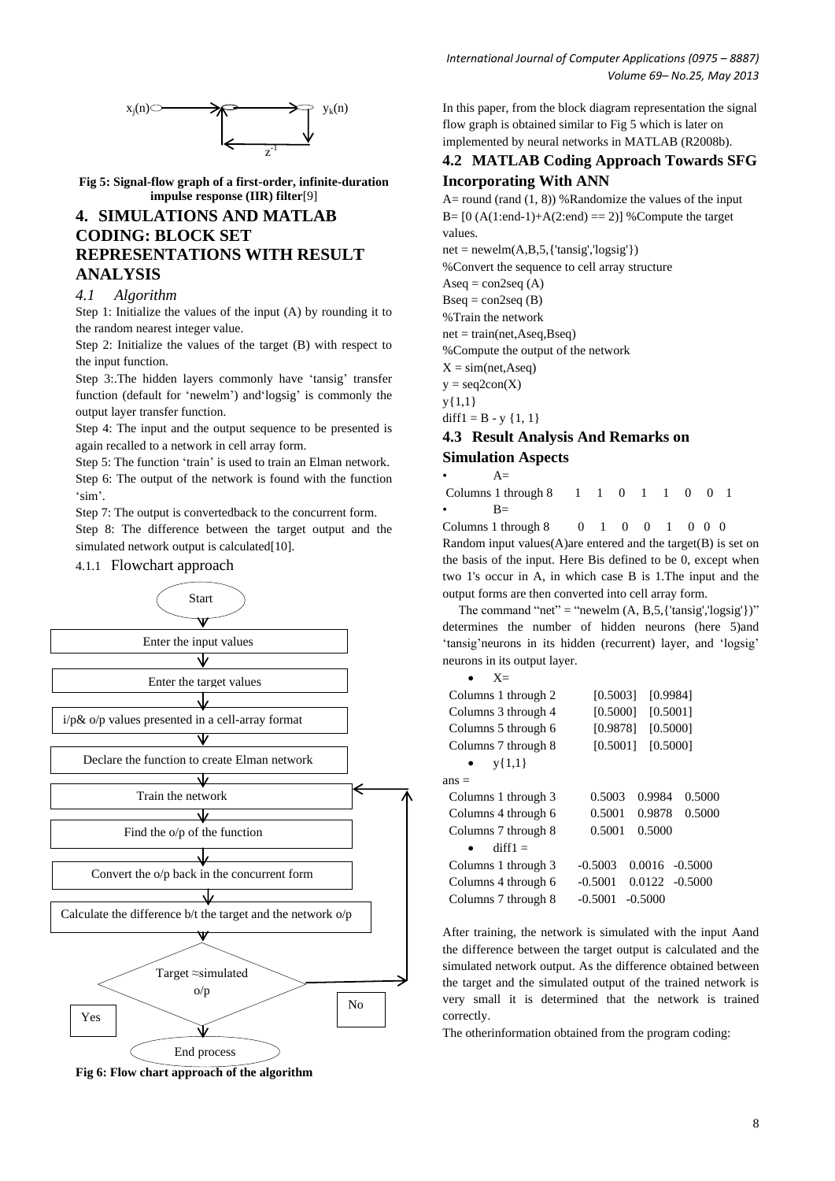Fig 5: Signal-flow graph of a first-order, infinite-duration impulse response (IIR) filter[9]

# 4. SIMULATIONS AND MATLAB CODING: BLOCK SET REPRESENTATIONS WITH RESULT ANALYSIS

## *4.1 Algorithm*

Step 1: Initialize the values of the input (A) by rounding it to the random nearest integer value.

Step 2: Initialize the values of the target (B) with respect to the input function.

Step 3:.The hidden layers commonly have 'tansig' transfer function (default for 'newelm') and'logsig' is commonly the output layer transfer function.

Step 4: The input and the output sequence to be presented is again recalled to a network in cell array form.

Step 5: The function 'train' is used to train an Elman network.

Step 6: The output of the network is found with the function 'sim'.

Step 7: The output is convertedback to the concurrent form.

Step 8: The difference between the target output and the simulated network output is calculated[10].

### 4.1.1 Flowchart approach

Fig 6: Flow chart approach of the algorithm

In this paper, from the block diagram representation the signal flow graph is obtained similar to Fig 5 which is later on implemented by neural networks in MATLAB (R2008b).

## 4.2 MATLAB Coding Approach Towards SFG Incorporating With ANN

```
A= round (rand (1, 8)) %Randomize the values of the input
B= [0 (A(1:end-1)+A(2:end) == 2)] %Compute the target values.
net = newelm(A,B,5,{'tansig','logsig'})
%Convert the sequence to cell array structure
Aseq = con2seq (A)
Bseq = con2seq (B)
%Train the network
net = train(net,Aseq,Bseq)
%Compute the output of the network
X = sim(net,Aseq)
y = seq2con(X)
y{1,1}
diff1 = B - y {1, 1}
```

## 4.3 Result Analysis And Remarks on Simulation Aspects

- A=

 Columns 1 through 8    1 1 0 1 1 0 0 1

- B=

Columns 1 through 8    0 1 0 0 1 0 0 0

Random input values(A)are entered and the target(B) is set on the basis of the input. Here Bis defined to be 0, except when two 1's occur in A, in which case B is 1.The input and the output forms are then converted into cell array form.

The command "net" = "newelm (A, B,5,{'tansig','logsig'})" determines the number of hidden neurons (here 5)and 'tansig'neurons in its hidden (recurrent) layer, and 'logsig' neurons in its output layer.

- X=

```
Columns 1 through 2     [0.5003]   [0.9984]
Columns 3 through 4     [0.5000]   [0.5001]
Columns 5 through 6     [0.9878]   [0.5000]
Columns 7 through 8     [0.5001]   [0.5000]
```

- y{1,1}

```
ans =
Columns 1 through 3     0.5003   0.9984   0.5000
Columns 4 through 6     0.5001   0.9878   0.5000
Columns 7 through 8     0.5001   0.5000
```

- diff1 =

```
Columns 1 through 3    -0.5003   0.0016  -0.5000
Columns 4 through 6    -0.5001   0.0122  -0.5000
Columns 7 through 8    -0.5001  -0.5000
```

After training, the network is simulated with the input Aand the difference between the target output is calculated and the simulated network output. As the difference obtained between the target and the simulated output of the trained network is very small it is determined that the network is trained correctly.

The otherinformation obtained from the program coding: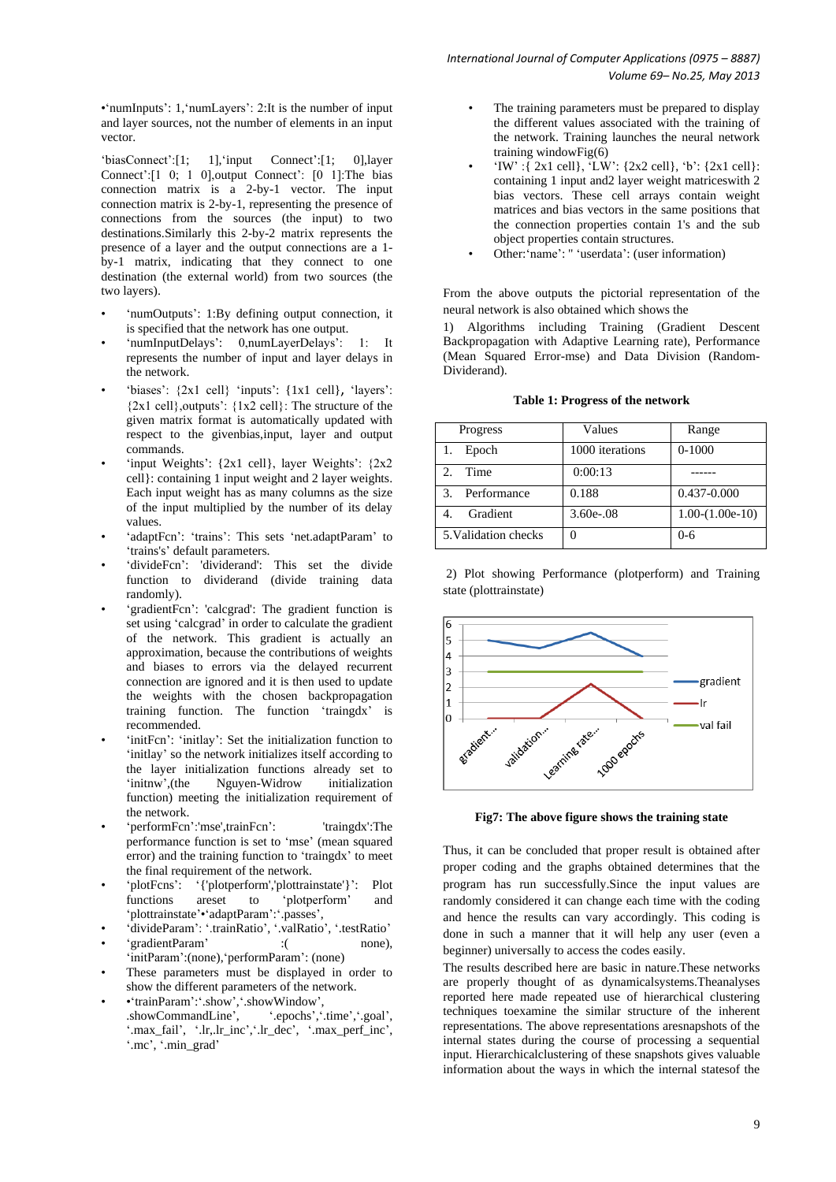•'numInputs': 1,'numLayers': 2:It is the number of input and layer sources, not the number of elements in an input vector.

'biasConnect':[1; 1],'input Connect':[1; 0],layer Connect':[1 0; 1 0],output Connect': [0 1]:The bias connection matrix is a 2-by-1 vector. The input connection matrix is 2-by-1, representing the presence of connections from the sources (the input) to two destinations.Similarly this 2-by-2 matrix represents the presence of a layer and the output connections are a 1-by-1 matrix, indicating that they connect to one destination (the external world) from two sources (the two layers).

- 'numOutputs': 1:By defining output connection, it is specified that the network has one output.
- 'numInputDelays': 0,numLayerDelays': 1: It represents the number of input and layer delays in the network.
- 'biases': {2x1 cell} 'inputs': {1x1 cell}, 'layers': {2x1 cell},outputs': {1x2 cell}: The structure of the given matrix format is automatically updated with respect to the givenbias,input, layer and output commands.
- 'input Weights': {2x1 cell}, layer Weights': {2x2 cell}: containing 1 input weight and 2 layer weights. Each input weight has as many columns as the size of the input multiplied by the number of its delay values.
- 'adaptFcn': 'trains': This sets 'net.adaptParam' to 'trains's' default parameters.
- 'divideFcn': 'dividerand': This set the divide function to dividerand (divide training data randomly).
- 'gradientFcn': 'calcgrad': The gradient function is set using 'calcgrad' in order to calculate the gradient of the network. This gradient is actually an approximation, because the contributions of weights and biases to errors via the delayed recurrent connection are ignored and it is then used to update the weights with the chosen backpropagation training function. The function 'traingdx' is recommended.
- 'initFcn': 'initlay': Set the initialization function to 'initlay' so the network initializes itself according to the layer initialization functions already set to 'initnw',(the Nguyen-Widrow initialization function) meeting the initialization requirement of the network.
- 'performFcn':'mse',trainFcn': 'traingdx':The performance function is set to 'mse' (mean squared error) and the training function to 'traingdx' to meet the final requirement of the network.
- 'plotFcns': '{'plotperform','plottrainstate'}': Plot functions areset to 'plotperform' and 'plottrainstate'•'adaptParam':'.passes',
- 'divideParam': '.trainRatio', '.valRatio', '.testRatio'
- 'gradientParam' :( none), 'initParam':(none),'performParam': (none)
- These parameters must be displayed in order to show the different parameters of the network.
- •'trainParam':'.show','.showWindow', .showCommandLine', '.epochs','.time','.goal', '.max_fail', '.lr,.lr_inc','.lr_dec', '.max_perf_inc', '.mc', '.min_grad'
- The training parameters must be prepared to display the different values associated with the training of the network. Training launches the neural network training windowFig(6)
- 'IW' :{ 2x1 cell}, 'LW': {2x2 cell}, 'b': {2x1 cell}: containing 1 input and2 layer weight matriceswith 2 bias vectors. These cell arrays contain weight matrices and bias vectors in the same positions that the connection properties contain 1's and the sub object properties contain structures.
- Other:'name': '' 'userdata': (user information)

From the above outputs the pictorial representation of the neural network is also obtained which shows the

1) Algorithms including Training (Gradient Descent Backpropagation with Adaptive Learning rate), Performance (Mean Squared Error-mse) and Data Division (Random-Dividerand).

**Table 1: Progress of the network**

| Progress | Values | Range |
|---|---|---|
| 1. Epoch | 1000 iterations | 0-1000 |
| 2. Time | 0:00:13 | ------ |
| 3. Performance | 0.188 | 0.437-0.000 |
| 4. Gradient | 3.60e-.08 | 1.00-(1.00e-10) |
| 5.Validation checks | 0 | 0-6 |

2) Plot showing Performance (plotperform) and Training state (plottrainstate)

**Fig7: The above figure shows the training state**

Thus, it can be concluded that proper result is obtained after proper coding and the graphs obtained determines that the program has run successfully.Since the input values are randomly considered it can change each time with the coding and hence the results can vary accordingly. This coding is done in such a manner that it will help any user (even a beginner) universally to access the codes easily.

The results described here are basic in nature.These networks are properly thought of as dynamicalsystems.Theanalyses reported here made repeated use of hierarchical clustering techniques toexamine the similar structure of the inherent representations. The above representations aresnapshots of the internal states during the course of processing a sequential input. Hierarchicalclustering of these snapshots gives valuable information about the ways in which the internal statesof the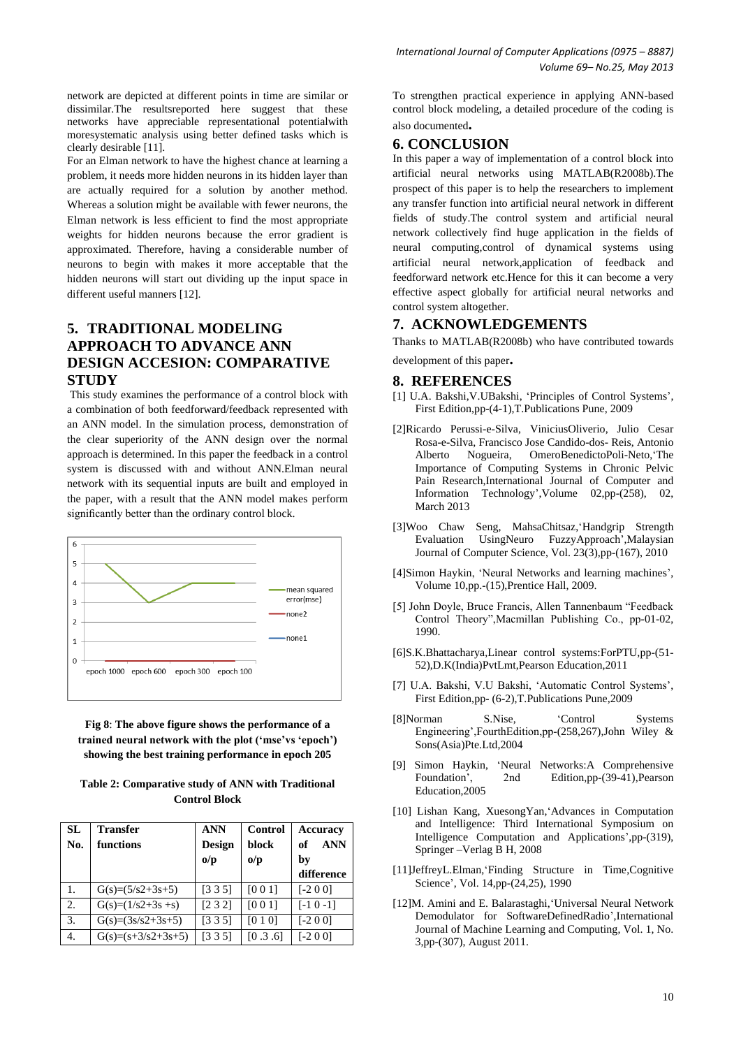network are depicted at different points in time are similar or dissimilar.The resultsreported here suggest that these networks have appreciable representational potentialwith moresystematic analysis using better defined tasks which is clearly desirable [11].

For an Elman network to have the highest chance at learning a problem, it needs more hidden neurons in its hidden layer than are actually required for a solution by another method. Whereas a solution might be available with fewer neurons, the Elman network is less efficient to find the most appropriate weights for hidden neurons because the error gradient is approximated. Therefore, having a considerable number of neurons to begin with makes it more acceptable that the hidden neurons will start out dividing up the input space in different useful manners [12].

## 5. TRADITIONAL MODELING APPROACH TO ADVANCE ANN DESIGN ACCESION: COMPARATIVE STUDY

This study examines the performance of a control block with a combination of both feedforward/feedback represented with an ANN model. In the simulation process, demonstration of the clear superiority of the ANN design over the normal approach is determined. In this paper the feedback in a control system is discussed with and without ANN.Elman neural network with its sequential inputs are built and employed in the paper, with a result that the ANN model makes perform significantly better than the ordinary control block.

6
5
4
3
2
1
0
epoch 1000 epoch 600 epoch 300 epoch 100
mean squared error(mse)
none2
none1

**Fig 8**: **The above figure shows the performance of a trained neural network with the plot ('mse'vs 'epoch') showing the best training performance in epoch 205**

**Table 2: Comparative study of ANN with Traditional Control Block**

| SL No. | Transfer functions | ANN Design o/p | Control block o/p | Accuracy of ANN by difference |
|---|---|---|---|---|
| 1. | G(s)=(5/s2+3s+5) | [3 3 5] | [0 0 1] | [-2 0 0] |
| 2. | G(s)=(1/s2+3s +s) | [2 3 2] | [0 0 1] | [-1 0 -1] |
| 3. | G(s)=(3s/s2+3s+5) | [3 3 5] | [0 1 0] | [-2 0 0] |
| 4. | G(s)=(s+3/s2+3s+5) | [3 3 5] | [0 .3 .6] | [-2 0 0] |

To strengthen practical experience in applying ANN-based control block modeling, a detailed procedure of the coding is also documented**.**

## 6. CONCLUSION

In this paper a way of implementation of a control block into artificial neural networks using MATLAB(R2008b).The prospect of this paper is to help the researchers to implement any transfer function into artificial neural network in different fields of study.The control system and artificial neural network collectively find huge application in the fields of neural computing,control of dynamical systems using artificial neural network,application of feedback and feedforward network etc.Hence for this it can become a very effective aspect globally for artificial neural networks and control system altogether.

## 7. ACKNOWLEDGEMENTS

Thanks to MATLAB(R2008b) who have contributed towards development of this paper**.**

## 8. REFERENCES

[1] U.A. Bakshi,V.UBakshi, 'Principles of Control Systems', First Edition,pp-(4-1),T.Publications Pune, 2009

[2]Ricardo Perussi-e-Silva, ViniciusOliverio, Julio Cesar Rosa-e-Silva, Francisco Jose Candido-dos- Reis, Antonio Alberto Nogueira, OmeroBenedictoPoli-Neto,'The Importance of Computing Systems in Chronic Pelvic Pain Research,International Journal of Computer and Information Technology',Volume 02,pp-(258), 02, March 2013

[3]Woo Chaw Seng, MahsaChitsaz,'Handgrip Strength Evaluation UsingNeuro FuzzyApproach',Malaysian Journal of Computer Science, Vol. 23(3),pp-(167), 2010

[4]Simon Haykin, 'Neural Networks and learning machines', Volume 10,pp.-(15),Prentice Hall, 2009.

[5] John Doyle, Bruce Francis, Allen Tannenbaum "Feedback Control Theory",Macmillan Publishing Co., pp-01-02, 1990.

[6]S.K.Bhattacharya,Linear control systems:ForPTU,pp-(51-52),D.K(India)PvtLmt,Pearson Education,2011

[7] U.A. Bakshi, V.U Bakshi, 'Automatic Control Systems', First Edition,pp- (6-2),T.Publications Pune,2009

[8]Norman S.Nise, 'Control Systems Engineering',FourthEdition,pp-(258,267),John Wiley & Sons(Asia)Pte.Ltd,2004

[9] Simon Haykin, 'Neural Networks:A Comprehensive Foundation', 2nd Edition,pp-(39-41),Pearson Education,2005

[10] Lishan Kang, XuesongYan,'Advances in Computation and Intelligence: Third International Symposium on Intelligence Computation and Applications',pp-(319), Springer –Verlag B H, 2008

[11]JeffreyL.Elman,'Finding Structure in Time,Cognitive Science', Vol. 14,pp-(24,25), 1990

[12]M. Amini and E. Balarastaghi,'Universal Neural Network Demodulator for SoftwareDefinedRadio',International Journal of Machine Learning and Computing, Vol. 1, No. 3,pp-(307), August 2011.